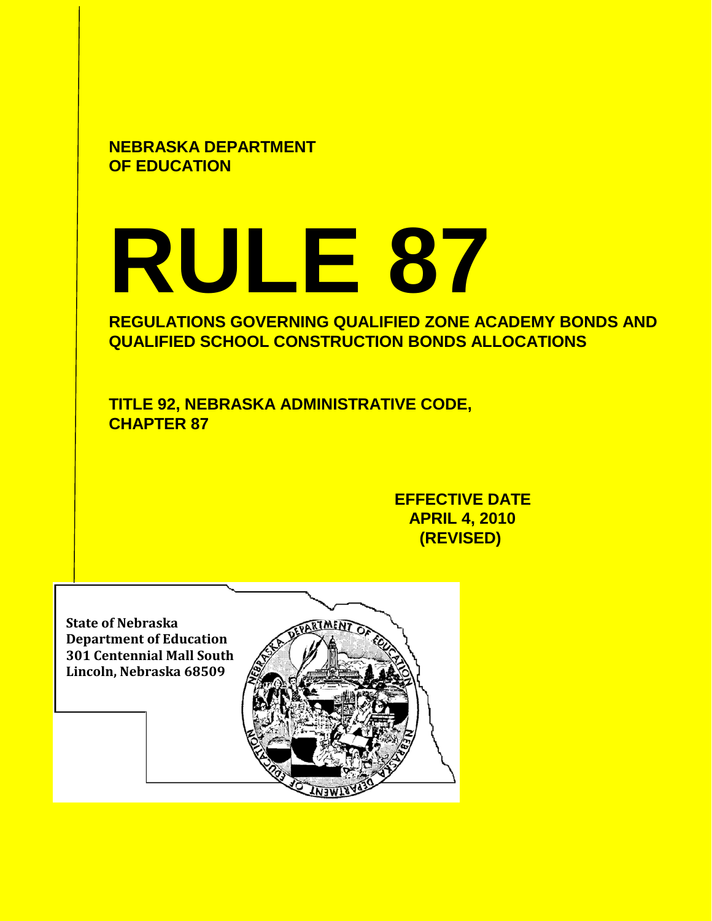**NEBRASKA DEPARTMENT OF EDUCATION**

# RULE 87

## REGULATIONS GOVERNING QUALIFIED ZONE ACADEMY BONDS AND QUALIFIED SCHOOL CONSTRUCTION BONDS ALLOCATIONS

**TITLE 92, NEBRASKA ADMINISTRATIVE CODE, CHAPTER 87**

**EFFECTIVE DATE**
**APRIL 4, 2010**
**(REVISED)**

**State of Nebraska**
**Department of Education**
**301 Centennial Mall South**
**Lincoln, Nebraska 68509**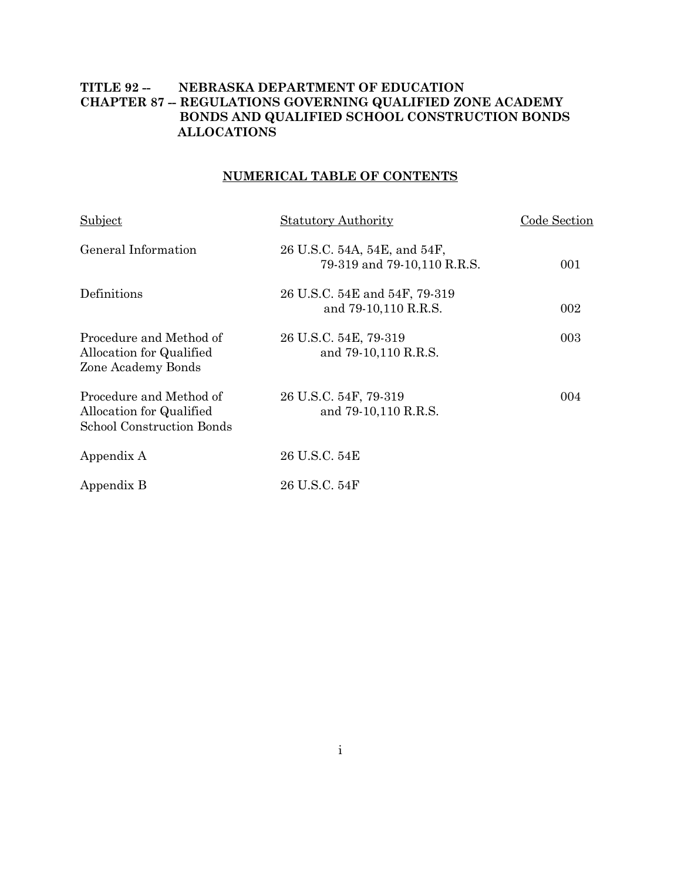**TITLE 92 -- NEBRASKA DEPARTMENT OF EDUCATION**
**CHAPTER 87 -- REGULATIONS GOVERNING QUALIFIED ZONE ACADEMY BONDS AND QUALIFIED SCHOOL CONSTRUCTION BONDS ALLOCATIONS**

## NUMERICAL TABLE OF CONTENTS

| Subject | Statutory Authority | Code Section |
|---|---|---|
| General Information | 26 U.S.C. 54A, 54E, and 54F, 79-319 and 79-10,110 R.R.S. | 001 |
| Definitions | 26 U.S.C. 54E and 54F, 79-319 and 79-10,110 R.R.S. | 002 |
| Procedure and Method of Allocation for Qualified Zone Academy Bonds | 26 U.S.C. 54E, 79-319 and 79-10,110 R.R.S. | 003 |
| Procedure and Method of Allocation for Qualified School Construction Bonds | 26 U.S.C. 54F, 79-319 and 79-10,110 R.R.S. | 004 |
| Appendix A | 26 U.S.C. 54E | |
| Appendix B | 26 U.S.C. 54F | |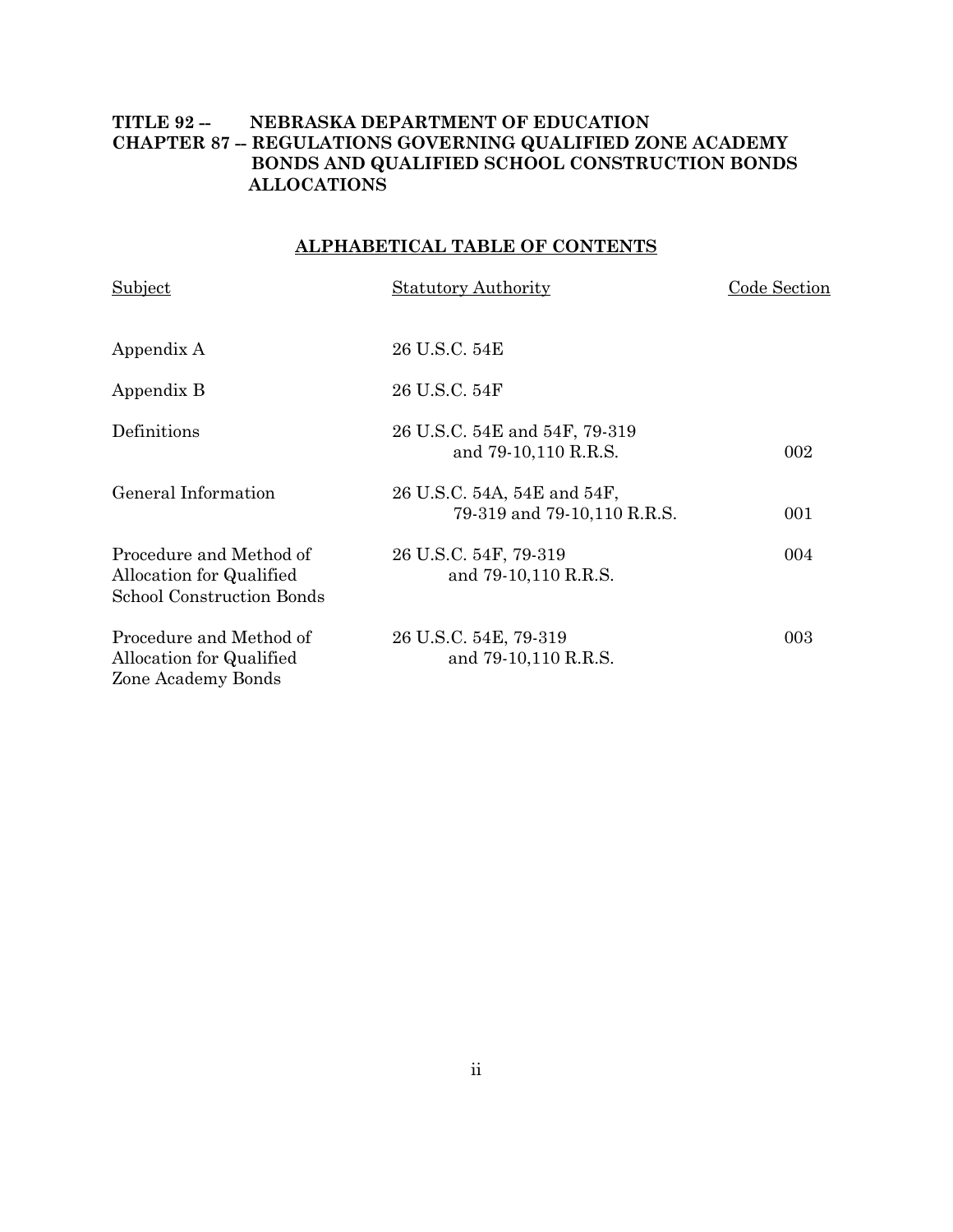**TITLE 92 -- NEBRASKA DEPARTMENT OF EDUCATION**
**CHAPTER 87 -- REGULATIONS GOVERNING QUALIFIED ZONE ACADEMY BONDS AND QUALIFIED SCHOOL CONSTRUCTION BONDS ALLOCATIONS**

## ALPHABETICAL TABLE OF CONTENTS

| Subject | Statutory Authority | Code Section |
|---|---|---|
| Appendix A | 26 U.S.C. 54E | |
| Appendix B | 26 U.S.C. 54F | |
| Definitions | 26 U.S.C. 54E and 54F, 79-319 and 79-10,110 R.R.S. | 002 |
| General Information | 26 U.S.C. 54A, 54E and 54F, 79-319 and 79-10,110 R.R.S. | 001 |
| Procedure and Method of Allocation for Qualified School Construction Bonds | 26 U.S.C. 54F, 79-319 and 79-10,110 R.R.S. | 004 |
| Procedure and Method of Allocation for Qualified Zone Academy Bonds | 26 U.S.C. 54E, 79-319 and 79-10,110 R.R.S. | 003 |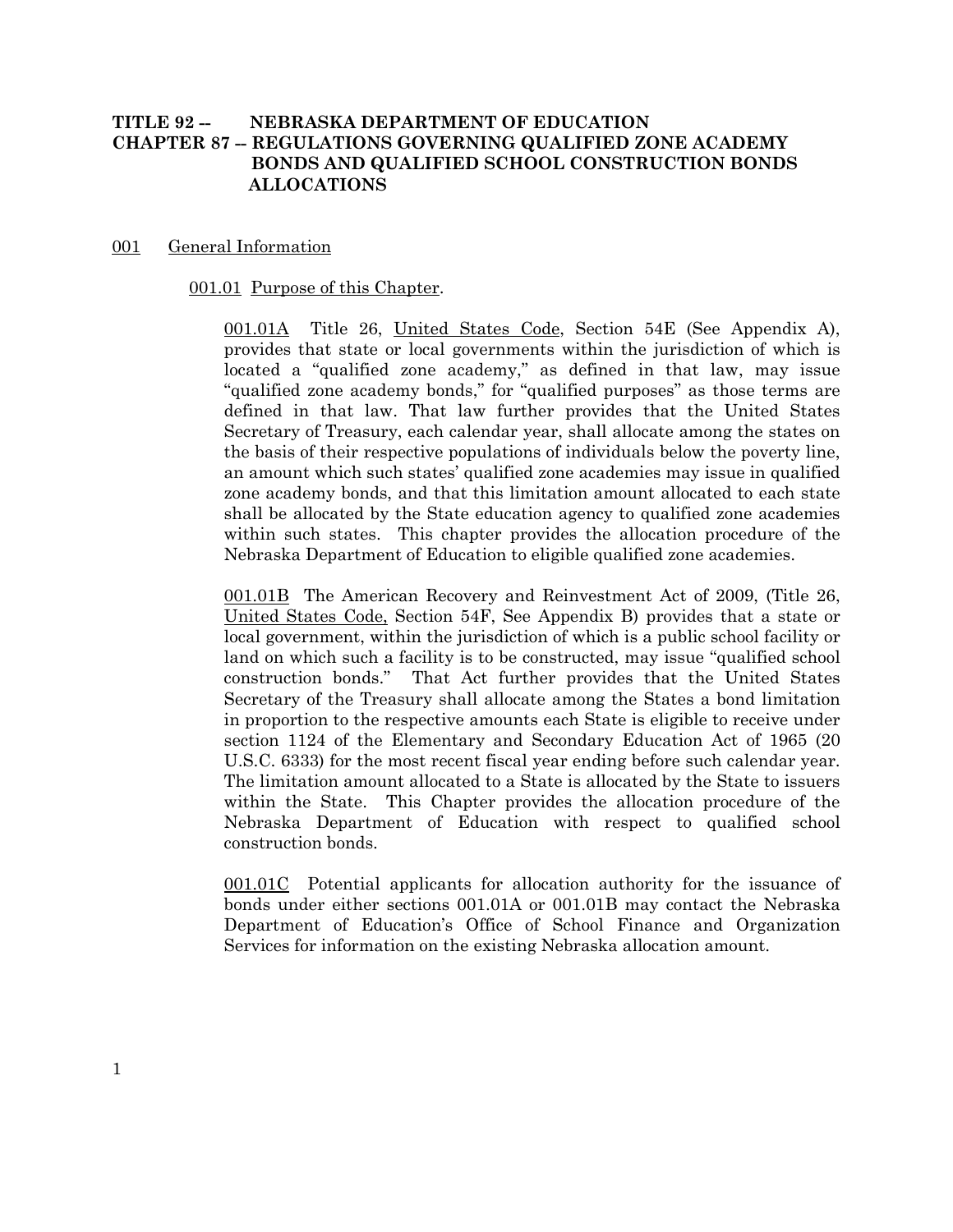**TITLE 92 -- NEBRASKA DEPARTMENT OF EDUCATION**
**CHAPTER 87 -- REGULATIONS GOVERNING QUALIFIED ZONE ACADEMY BONDS AND QUALIFIED SCHOOL CONSTRUCTION BONDS ALLOCATIONS**

001 General Information

001.01 Purpose of this Chapter.

001.01A Title 26, United States Code, Section 54E (See Appendix A), provides that state or local governments within the jurisdiction of which is located a "qualified zone academy," as defined in that law, may issue "qualified zone academy bonds," for "qualified purposes" as those terms are defined in that law. That law further provides that the United States Secretary of Treasury, each calendar year, shall allocate among the states on the basis of their respective populations of individuals below the poverty line, an amount which such states' qualified zone academies may issue in qualified zone academy bonds, and that this limitation amount allocated to each state shall be allocated by the State education agency to qualified zone academies within such states. This chapter provides the allocation procedure of the Nebraska Department of Education to eligible qualified zone academies.

001.01B The American Recovery and Reinvestment Act of 2009, (Title 26, United States Code, Section 54F, See Appendix B) provides that a state or local government, within the jurisdiction of which is a public school facility or land on which such a facility is to be constructed, may issue "qualified school construction bonds." That Act further provides that the United States Secretary of the Treasury shall allocate among the States a bond limitation in proportion to the respective amounts each State is eligible to receive under section 1124 of the Elementary and Secondary Education Act of 1965 (20 U.S.C. 6333) for the most recent fiscal year ending before such calendar year. The limitation amount allocated to a State is allocated by the State to issuers within the State. This Chapter provides the allocation procedure of the Nebraska Department of Education with respect to qualified school construction bonds.

001.01C Potential applicants for allocation authority for the issuance of bonds under either sections 001.01A or 001.01B may contact the Nebraska Department of Education's Office of School Finance and Organization Services for information on the existing Nebraska allocation amount.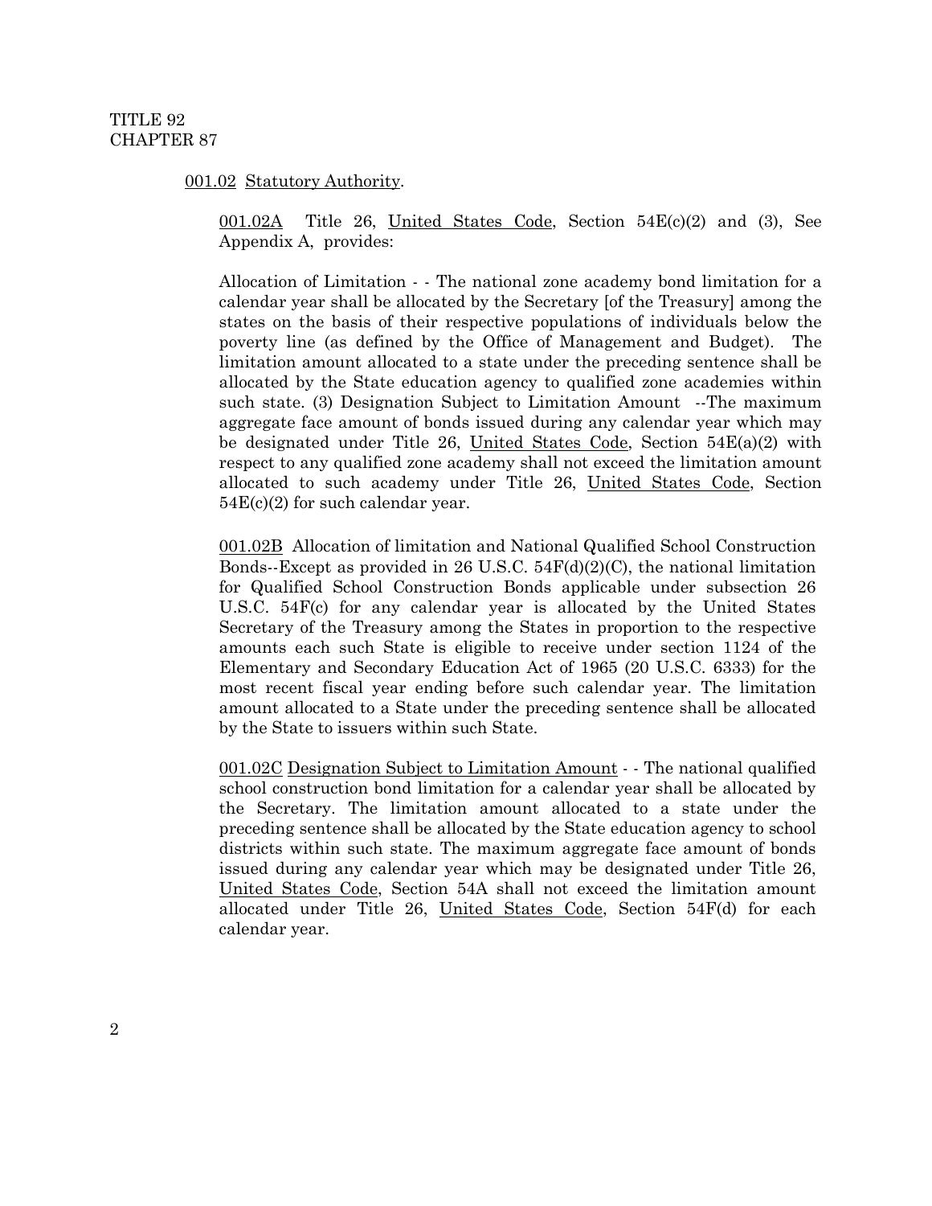001.02 Statutory Authority.

001.02A Title 26, United States Code, Section 54E(c)(2) and (3), See Appendix A, provides:

Allocation of Limitation - - The national zone academy bond limitation for a calendar year shall be allocated by the Secretary [of the Treasury] among the states on the basis of their respective populations of individuals below the poverty line (as defined by the Office of Management and Budget). The limitation amount allocated to a state under the preceding sentence shall be allocated by the State education agency to qualified zone academies within such state. (3) Designation Subject to Limitation Amount --The maximum aggregate face amount of bonds issued during any calendar year which may be designated under Title 26, United States Code, Section 54E(a)(2) with respect to any qualified zone academy shall not exceed the limitation amount allocated to such academy under Title 26, United States Code, Section 54E(c)(2) for such calendar year.

001.02B Allocation of limitation and National Qualified School Construction Bonds--Except as provided in 26 U.S.C. 54F(d)(2)(C), the national limitation for Qualified School Construction Bonds applicable under subsection 26 U.S.C. 54F(c) for any calendar year is allocated by the United States Secretary of the Treasury among the States in proportion to the respective amounts each such State is eligible to receive under section 1124 of the Elementary and Secondary Education Act of 1965 (20 U.S.C. 6333) for the most recent fiscal year ending before such calendar year. The limitation amount allocated to a State under the preceding sentence shall be allocated by the State to issuers within such State.

001.02C Designation Subject to Limitation Amount - - The national qualified school construction bond limitation for a calendar year shall be allocated by the Secretary. The limitation amount allocated to a state under the preceding sentence shall be allocated by the State education agency to school districts within such state. The maximum aggregate face amount of bonds issued during any calendar year which may be designated under Title 26, United States Code, Section 54A shall not exceed the limitation amount allocated under Title 26, United States Code, Section 54F(d) for each calendar year.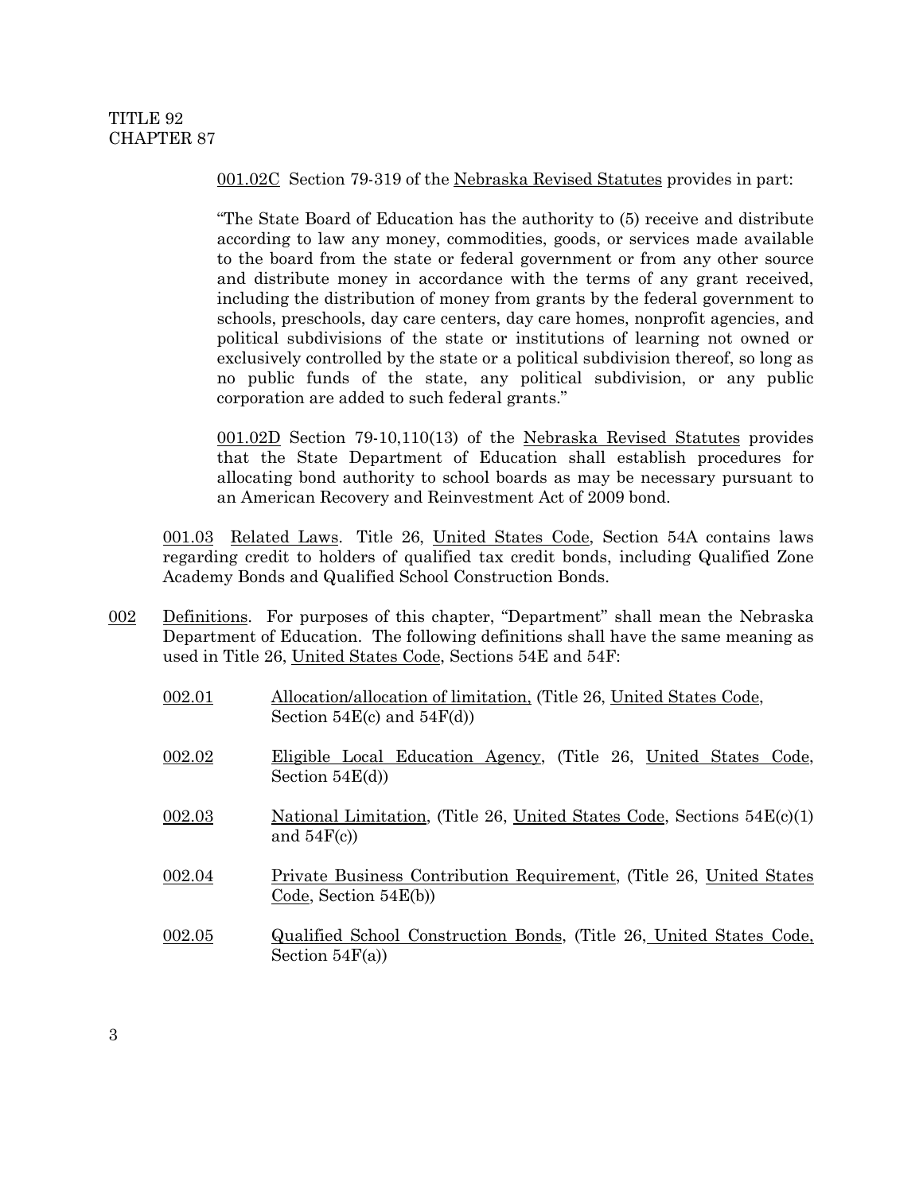001.02C Section 79-319 of the Nebraska Revised Statutes provides in part:

"The State Board of Education has the authority to (5) receive and distribute according to law any money, commodities, goods, or services made available to the board from the state or federal government or from any other source and distribute money in accordance with the terms of any grant received, including the distribution of money from grants by the federal government to schools, preschools, day care centers, day care homes, nonprofit agencies, and political subdivisions of the state or institutions of learning not owned or exclusively controlled by the state or a political subdivision thereof, so long as no public funds of the state, any political subdivision, or any public corporation are added to such federal grants."

001.02D Section 79-10,110(13) of the Nebraska Revised Statutes provides that the State Department of Education shall establish procedures for allocating bond authority to school boards as may be necessary pursuant to an American Recovery and Reinvestment Act of 2009 bond.

001.03 Related Laws. Title 26, United States Code, Section 54A contains laws regarding credit to holders of qualified tax credit bonds, including Qualified Zone Academy Bonds and Qualified School Construction Bonds.

002 Definitions. For purposes of this chapter, "Department" shall mean the Nebraska Department of Education. The following definitions shall have the same meaning as used in Title 26, United States Code, Sections 54E and 54F:

002.01 Allocation/allocation of limitation, (Title 26, United States Code, Section 54E(c) and 54F(d))

002.02 Eligible Local Education Agency, (Title 26, United States Code, Section 54E(d))

002.03 National Limitation, (Title 26, United States Code, Sections 54E(c)(1) and 54F(c))

002.04 Private Business Contribution Requirement, (Title 26, United States Code, Section 54E(b))

002.05 Qualified School Construction Bonds, (Title 26, United States Code, Section 54F(a))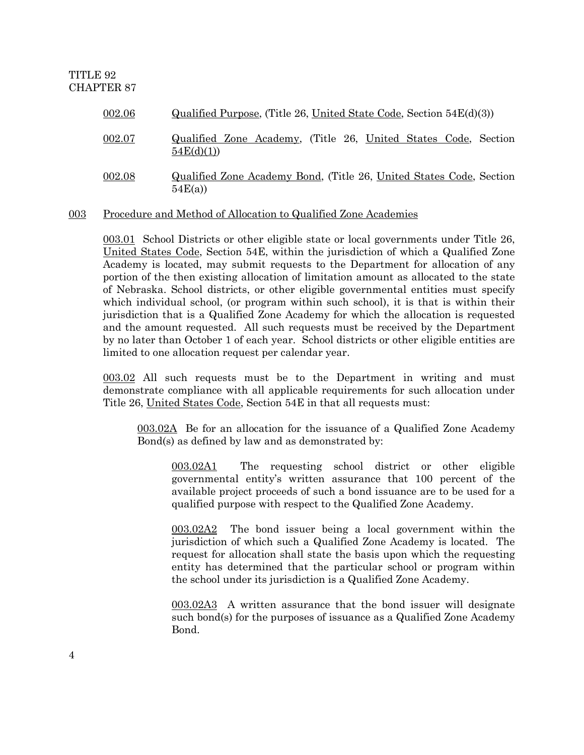002.06 Qualified Purpose, (Title 26, United State Code, Section 54E(d)(3))

002.07 Qualified Zone Academy, (Title 26, United States Code, Section 54E(d)(1))

002.08 Qualified Zone Academy Bond, (Title 26, United States Code, Section 54E(a))

## 003 Procedure and Method of Allocation to Qualified Zone Academies

003.01 School Districts or other eligible state or local governments under Title 26, United States Code, Section 54E, within the jurisdiction of which a Qualified Zone Academy is located, may submit requests to the Department for allocation of any portion of the then existing allocation of limitation amount as allocated to the state of Nebraska. School districts, or other eligible governmental entities must specify which individual school, (or program within such school), it is that is within their jurisdiction that is a Qualified Zone Academy for which the allocation is requested and the amount requested. All such requests must be received by the Department by no later than October 1 of each year. School districts or other eligible entities are limited to one allocation request per calendar year.

003.02 All such requests must be to the Department in writing and must demonstrate compliance with all applicable requirements for such allocation under Title 26, United States Code, Section 54E in that all requests must:

003.02A Be for an allocation for the issuance of a Qualified Zone Academy Bond(s) as defined by law and as demonstrated by:

003.02A1 The requesting school district or other eligible governmental entity's written assurance that 100 percent of the available project proceeds of such a bond issuance are to be used for a qualified purpose with respect to the Qualified Zone Academy.

003.02A2 The bond issuer being a local government within the jurisdiction of which such a Qualified Zone Academy is located. The request for allocation shall state the basis upon which the requesting entity has determined that the particular school or program within the school under its jurisdiction is a Qualified Zone Academy.

003.02A3 A written assurance that the bond issuer will designate such bond(s) for the purposes of issuance as a Qualified Zone Academy Bond.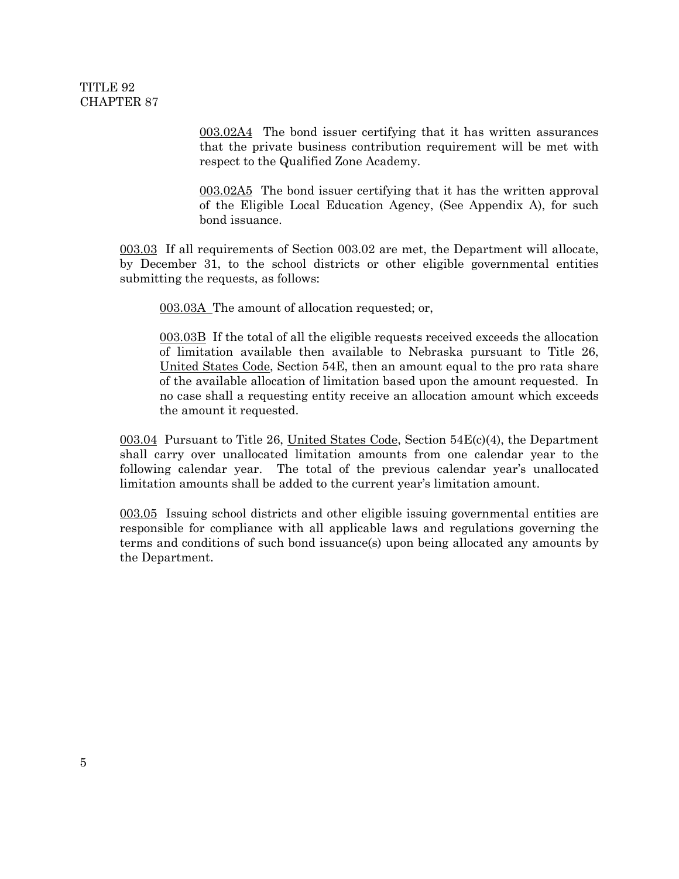003.02A4 The bond issuer certifying that it has written assurances that the private business contribution requirement will be met with respect to the Qualified Zone Academy.

003.02A5 The bond issuer certifying that it has the written approval of the Eligible Local Education Agency, (See Appendix A), for such bond issuance.

003.03 If all requirements of Section 003.02 are met, the Department will allocate, by December 31, to the school districts or other eligible governmental entities submitting the requests, as follows:

003.03A The amount of allocation requested; or,

003.03B If the total of all the eligible requests received exceeds the allocation of limitation available then available to Nebraska pursuant to Title 26, United States Code, Section 54E, then an amount equal to the pro rata share of the available allocation of limitation based upon the amount requested. In no case shall a requesting entity receive an allocation amount which exceeds the amount it requested.

003.04 Pursuant to Title 26, United States Code, Section 54E(c)(4), the Department shall carry over unallocated limitation amounts from one calendar year to the following calendar year. The total of the previous calendar year's unallocated limitation amounts shall be added to the current year's limitation amount.

003.05 Issuing school districts and other eligible issuing governmental entities are responsible for compliance with all applicable laws and regulations governing the terms and conditions of such bond issuance(s) upon being allocated any amounts by the Department.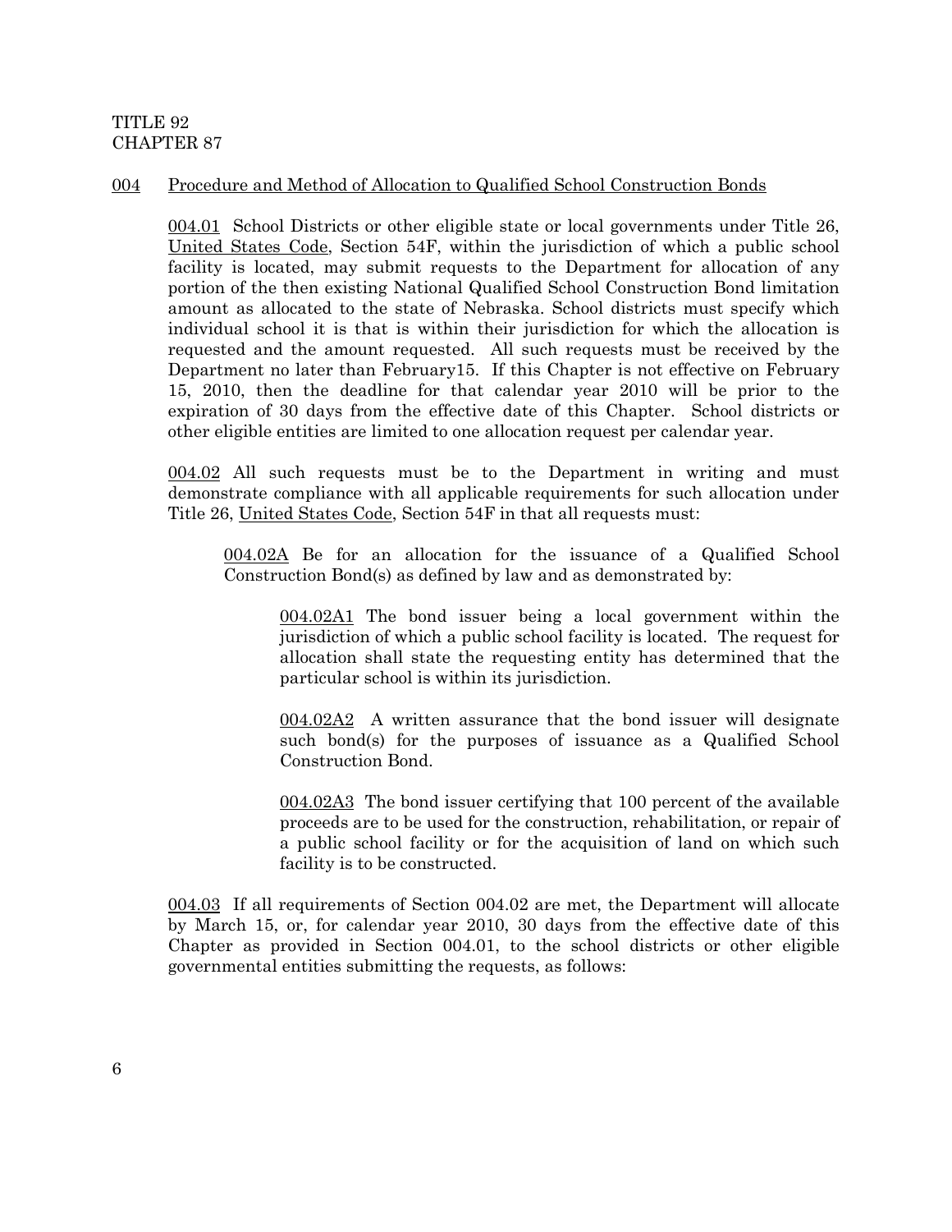004 Procedure and Method of Allocation to Qualified School Construction Bonds

004.01 School Districts or other eligible state or local governments under Title 26, United States Code, Section 54F, within the jurisdiction of which a public school facility is located, may submit requests to the Department for allocation of any portion of the then existing National Qualified School Construction Bond limitation amount as allocated to the state of Nebraska. School districts must specify which individual school it is that is within their jurisdiction for which the allocation is requested and the amount requested. All such requests must be received by the Department no later than February15. If this Chapter is not effective on February 15, 2010, then the deadline for that calendar year 2010 will be prior to the expiration of 30 days from the effective date of this Chapter. School districts or other eligible entities are limited to one allocation request per calendar year.

004.02 All such requests must be to the Department in writing and must demonstrate compliance with all applicable requirements for such allocation under Title 26, United States Code, Section 54F in that all requests must:

004.02A Be for an allocation for the issuance of a Qualified School Construction Bond(s) as defined by law and as demonstrated by:

004.02A1 The bond issuer being a local government within the jurisdiction of which a public school facility is located. The request for allocation shall state the requesting entity has determined that the particular school is within its jurisdiction.

004.02A2 A written assurance that the bond issuer will designate such bond(s) for the purposes of issuance as a Qualified School Construction Bond.

004.02A3 The bond issuer certifying that 100 percent of the available proceeds are to be used for the construction, rehabilitation, or repair of a public school facility or for the acquisition of land on which such facility is to be constructed.

004.03 If all requirements of Section 004.02 are met, the Department will allocate by March 15, or, for calendar year 2010, 30 days from the effective date of this Chapter as provided in Section 004.01, to the school districts or other eligible governmental entities submitting the requests, as follows: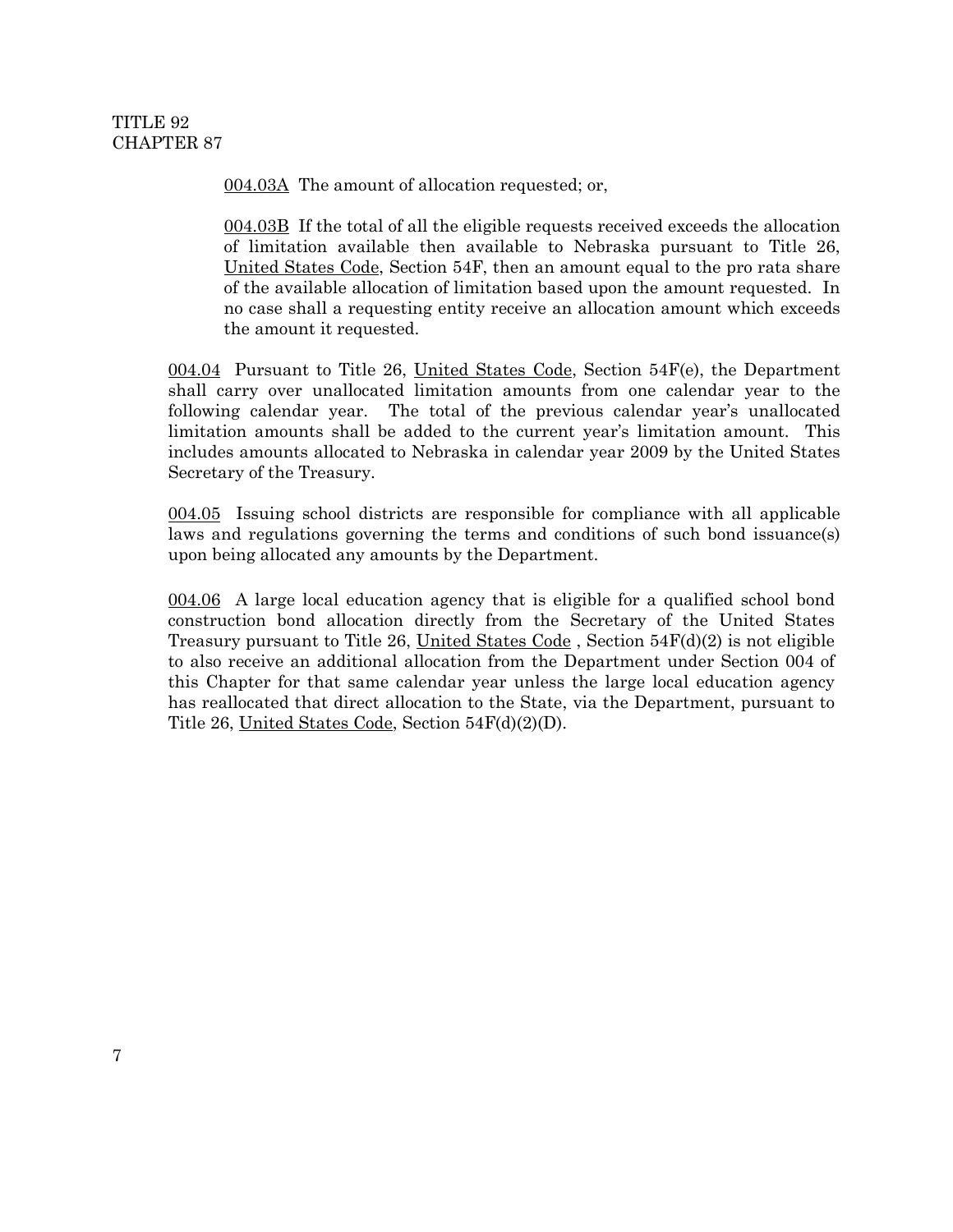004.03A The amount of allocation requested; or,

004.03B If the total of all the eligible requests received exceeds the allocation of limitation available then available to Nebraska pursuant to Title 26, United States Code, Section 54F, then an amount equal to the pro rata share of the available allocation of limitation based upon the amount requested. In no case shall a requesting entity receive an allocation amount which exceeds the amount it requested.

004.04 Pursuant to Title 26, United States Code, Section 54F(e), the Department shall carry over unallocated limitation amounts from one calendar year to the following calendar year. The total of the previous calendar year's unallocated limitation amounts shall be added to the current year's limitation amount. This includes amounts allocated to Nebraska in calendar year 2009 by the United States Secretary of the Treasury.

004.05 Issuing school districts are responsible for compliance with all applicable laws and regulations governing the terms and conditions of such bond issuance(s) upon being allocated any amounts by the Department.

004.06 A large local education agency that is eligible for a qualified school bond construction bond allocation directly from the Secretary of the United States Treasury pursuant to Title 26, United States Code , Section 54F(d)(2) is not eligible to also receive an additional allocation from the Department under Section 004 of this Chapter for that same calendar year unless the large local education agency has reallocated that direct allocation to the State, via the Department, pursuant to Title 26, United States Code, Section 54F(d)(2)(D).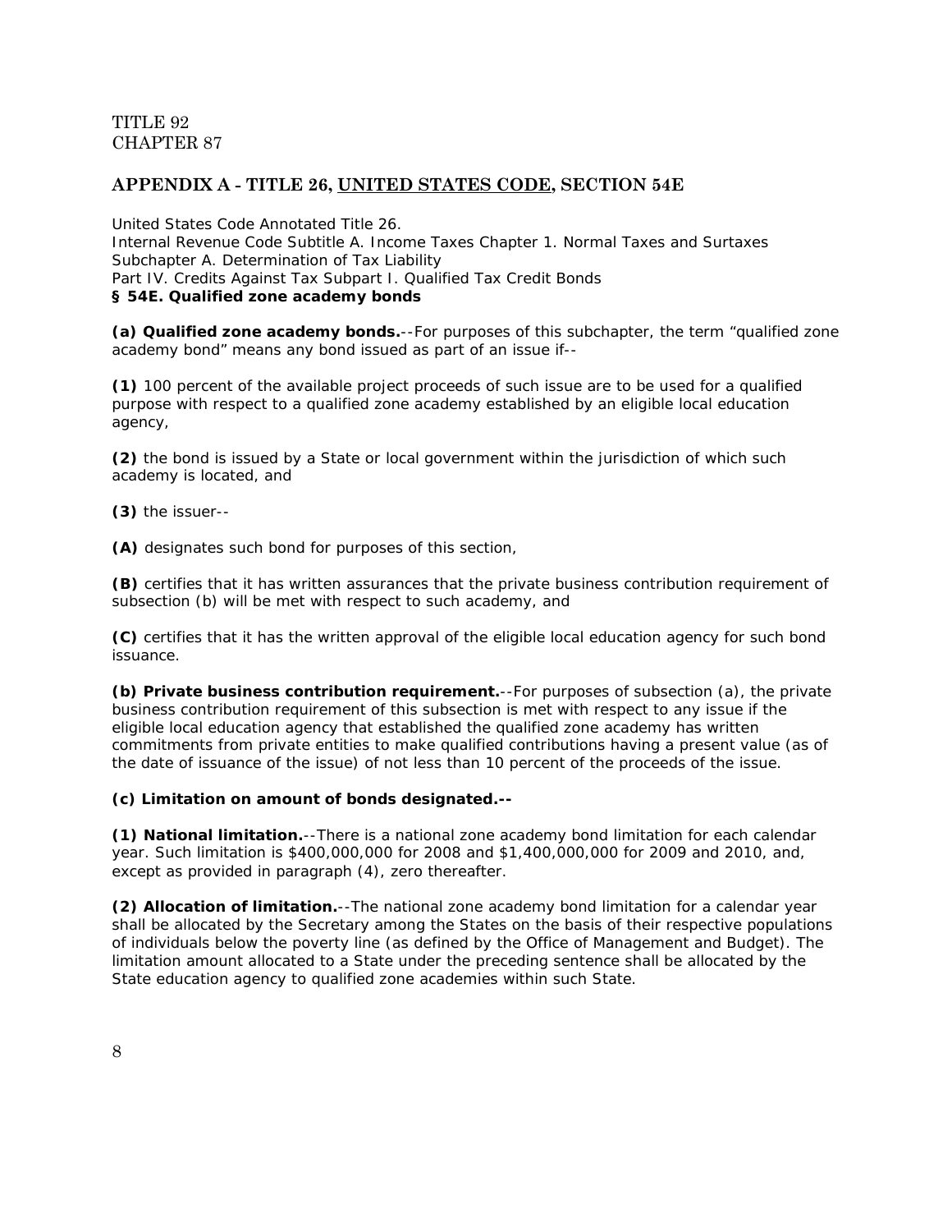TITLE 92
CHAPTER 87

## APPENDIX A - TITLE 26, UNITED STATES CODE, SECTION 54E

United States Code Annotated Title 26.
Internal Revenue Code Subtitle A. Income Taxes Chapter 1. Normal Taxes and Surtaxes
Subchapter A. Determination of Tax Liability
Part IV. Credits Against Tax Subpart I. Qualified Tax Credit Bonds
**§ 54E. Qualified zone academy bonds**

**(a) Qualified zone academy bonds.**--For purposes of this subchapter, the term "qualified zone academy bond" means any bond issued as part of an issue if--

**(1)** 100 percent of the available project proceeds of such issue are to be used for a qualified purpose with respect to a qualified zone academy established by an eligible local education agency,

**(2)** the bond is issued by a State or local government within the jurisdiction of which such academy is located, and

**(3)** the issuer--

**(A)** designates such bond for purposes of this section,

**(B)** certifies that it has written assurances that the private business contribution requirement of subsection (b) will be met with respect to such academy, and

**(C)** certifies that it has the written approval of the eligible local education agency for such bond issuance.

**(b) Private business contribution requirement.**--For purposes of subsection (a), the private business contribution requirement of this subsection is met with respect to any issue if the eligible local education agency that established the qualified zone academy has written commitments from private entities to make qualified contributions having a present value (as of the date of issuance of the issue) of not less than 10 percent of the proceeds of the issue.

**(c) Limitation on amount of bonds designated.--**

**(1) National limitation.**--There is a national zone academy bond limitation for each calendar year. Such limitation is $400,000,000 for 2008 and $1,400,000,000 for 2009 and 2010, and, except as provided in paragraph (4), zero thereafter.

**(2) Allocation of limitation.**--The national zone academy bond limitation for a calendar year shall be allocated by the Secretary among the States on the basis of their respective populations of individuals below the poverty line (as defined by the Office of Management and Budget). The limitation amount allocated to a State under the preceding sentence shall be allocated by the State education agency to qualified zone academies within such State.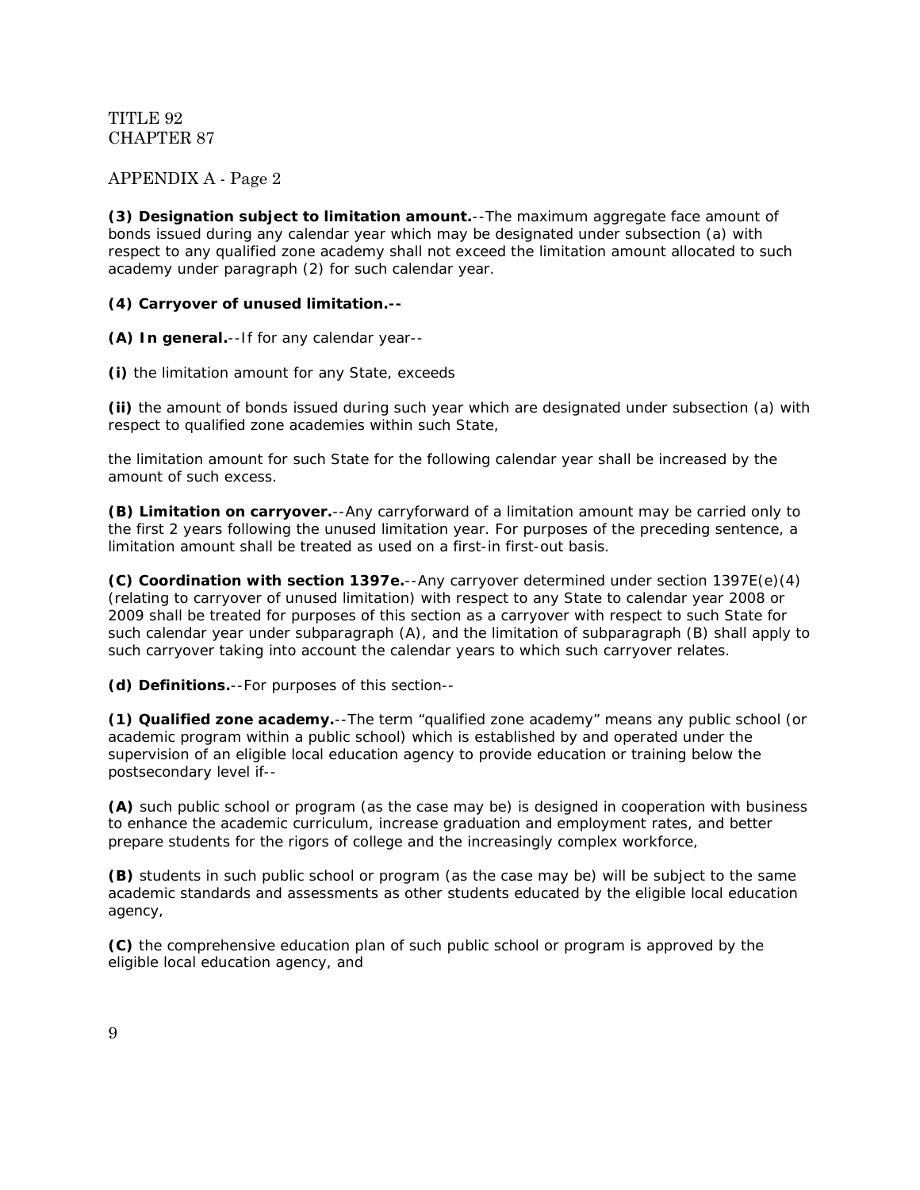TITLE 92
CHAPTER 87

APPENDIX A - Page 2

**(3) Designation subject to limitation amount.**--The maximum aggregate face amount of bonds issued during any calendar year which may be designated under subsection (a) with respect to any qualified zone academy shall not exceed the limitation amount allocated to such academy under paragraph (2) for such calendar year.

**(4) Carryover of unused limitation.--**

**(A) In general.**--If for any calendar year--

**(i)** the limitation amount for any State, exceeds

**(ii)** the amount of bonds issued during such year which are designated under subsection (a) with respect to qualified zone academies within such State,

the limitation amount for such State for the following calendar year shall be increased by the amount of such excess.

**(B) Limitation on carryover.**--Any carryforward of a limitation amount may be carried only to the first 2 years following the unused limitation year. For purposes of the preceding sentence, a limitation amount shall be treated as used on a first-in first-out basis.

**(C) Coordination with section 1397e.**--Any carryover determined under section 1397E(e)(4) (relating to carryover of unused limitation) with respect to any State to calendar year 2008 or 2009 shall be treated for purposes of this section as a carryover with respect to such State for such calendar year under subparagraph (A), and the limitation of subparagraph (B) shall apply to such carryover taking into account the calendar years to which such carryover relates.

**(d) Definitions.**--For purposes of this section--

**(1) Qualified zone academy.**--The term "qualified zone academy" means any public school (or academic program within a public school) which is established by and operated under the supervision of an eligible local education agency to provide education or training below the postsecondary level if--

**(A)** such public school or program (as the case may be) is designed in cooperation with business to enhance the academic curriculum, increase graduation and employment rates, and better prepare students for the rigors of college and the increasingly complex workforce,

**(B)** students in such public school or program (as the case may be) will be subject to the same academic standards and assessments as other students educated by the eligible local education agency,

**(C)** the comprehensive education plan of such public school or program is approved by the eligible local education agency, and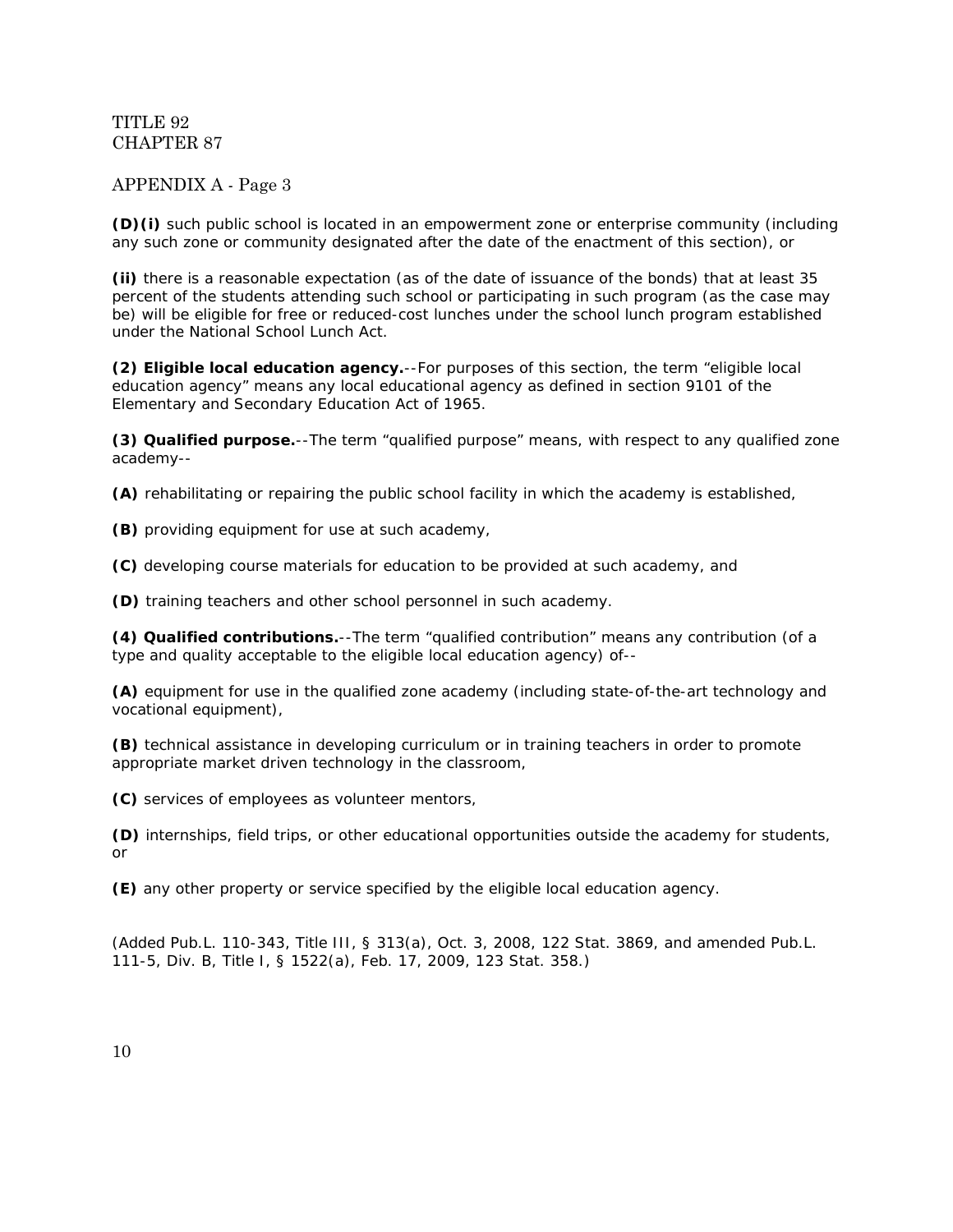TITLE 92
CHAPTER 87

APPENDIX A - Page 3

**(D)(i)** such public school is located in an empowerment zone or enterprise community (including any such zone or community designated after the date of the enactment of this section), or

**(ii)** there is a reasonable expectation (as of the date of issuance of the bonds) that at least 35 percent of the students attending such school or participating in such program (as the case may be) will be eligible for free or reduced-cost lunches under the school lunch program established under the National School Lunch Act.

**(2) Eligible local education agency.**--For purposes of this section, the term "eligible local education agency" means any local educational agency as defined in section 9101 of the Elementary and Secondary Education Act of 1965.

**(3) Qualified purpose.**--The term "qualified purpose" means, with respect to any qualified zone academy--

**(A)** rehabilitating or repairing the public school facility in which the academy is established,

**(B)** providing equipment for use at such academy,

**(C)** developing course materials for education to be provided at such academy, and

**(D)** training teachers and other school personnel in such academy.

**(4) Qualified contributions.**--The term "qualified contribution" means any contribution (of a type and quality acceptable to the eligible local education agency) of--

**(A)** equipment for use in the qualified zone academy (including state-of-the-art technology and vocational equipment),

**(B)** technical assistance in developing curriculum or in training teachers in order to promote appropriate market driven technology in the classroom,

**(C)** services of employees as volunteer mentors,

**(D)** internships, field trips, or other educational opportunities outside the academy for students, or

**(E)** any other property or service specified by the eligible local education agency.

(Added Pub.L. 110-343, Title III, § 313(a), Oct. 3, 2008, 122 Stat. 3869, and amended Pub.L. 111-5, Div. B, Title I, § 1522(a), Feb. 17, 2009, 123 Stat. 358.)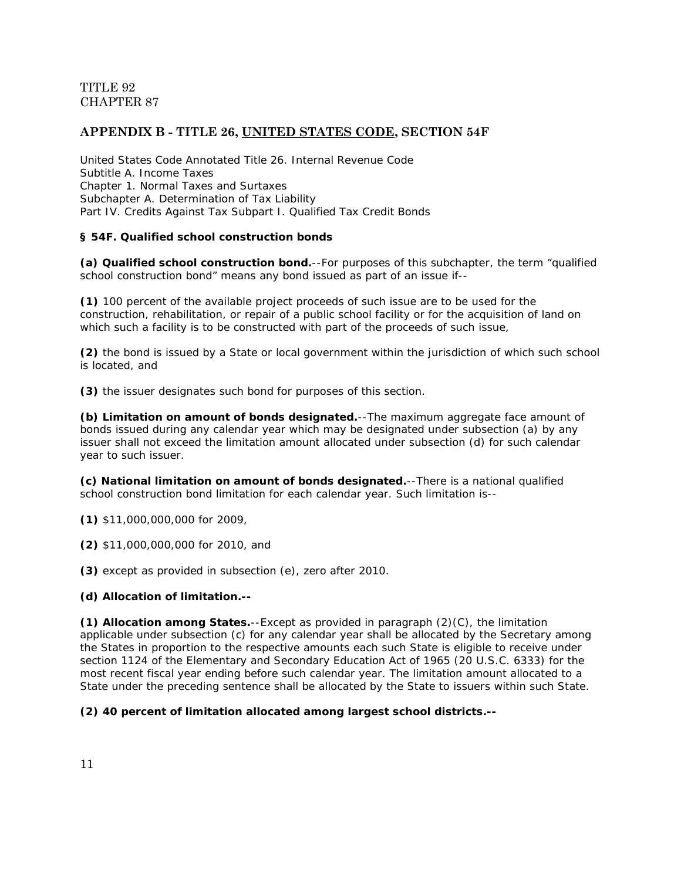TITLE 92
CHAPTER 87

## APPENDIX B - TITLE 26, UNITED STATES CODE, SECTION 54F

United States Code Annotated Title 26. Internal Revenue Code
Subtitle A. Income Taxes
Chapter 1. Normal Taxes and Surtaxes
Subchapter A. Determination of Tax Liability
Part IV. Credits Against Tax Subpart I. Qualified Tax Credit Bonds

### § 54F. Qualified school construction bonds

**(a) Qualified school construction bond.**--For purposes of this subchapter, the term "qualified school construction bond" means any bond issued as part of an issue if--

**(1)** 100 percent of the available project proceeds of such issue are to be used for the construction, rehabilitation, or repair of a public school facility or for the acquisition of land on which such a facility is to be constructed with part of the proceeds of such issue,

**(2)** the bond is issued by a State or local government within the jurisdiction of which such school is located, and

**(3)** the issuer designates such bond for purposes of this section.

**(b) Limitation on amount of bonds designated.**--The maximum aggregate face amount of bonds issued during any calendar year which may be designated under subsection (a) by any issuer shall not exceed the limitation amount allocated under subsection (d) for such calendar year to such issuer.

**(c) National limitation on amount of bonds designated.**--There is a national qualified school construction bond limitation for each calendar year. Such limitation is--

**(1)** $11,000,000,000 for 2009,

**(2)** $11,000,000,000 for 2010, and

**(3)** except as provided in subsection (e), zero after 2010.

**(d) Allocation of limitation.--**

**(1) Allocation among States.**--Except as provided in paragraph (2)(C), the limitation applicable under subsection (c) for any calendar year shall be allocated by the Secretary among the States in proportion to the respective amounts each such State is eligible to receive under section 1124 of the Elementary and Secondary Education Act of 1965 (20 U.S.C. 6333) for the most recent fiscal year ending before such calendar year. The limitation amount allocated to a State under the preceding sentence shall be allocated by the State to issuers within such State.

**(2) 40 percent of limitation allocated among largest school districts.--**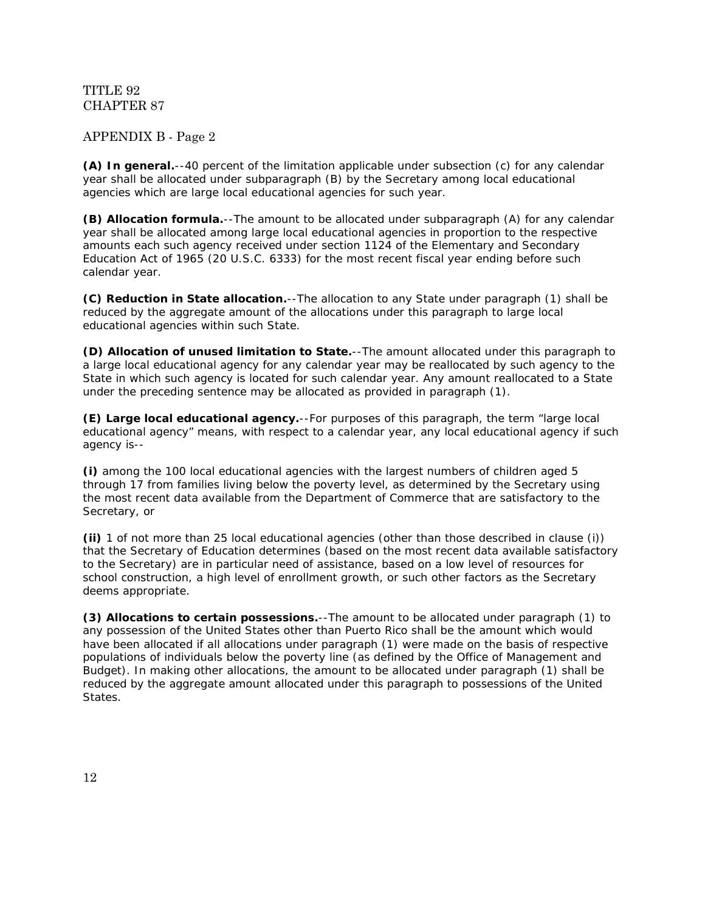TITLE 92
CHAPTER 87

APPENDIX B - Page 2

**(A) In general.**--40 percent of the limitation applicable under subsection (c) for any calendar year shall be allocated under subparagraph (B) by the Secretary among local educational agencies which are large local educational agencies for such year.

**(B) Allocation formula.**--The amount to be allocated under subparagraph (A) for any calendar year shall be allocated among large local educational agencies in proportion to the respective amounts each such agency received under section 1124 of the Elementary and Secondary Education Act of 1965 (20 U.S.C. 6333) for the most recent fiscal year ending before such calendar year.

**(C) Reduction in State allocation.**--The allocation to any State under paragraph (1) shall be reduced by the aggregate amount of the allocations under this paragraph to large local educational agencies within such State.

**(D) Allocation of unused limitation to State.**--The amount allocated under this paragraph to a large local educational agency for any calendar year may be reallocated by such agency to the State in which such agency is located for such calendar year. Any amount reallocated to a State under the preceding sentence may be allocated as provided in paragraph (1).

**(E) Large local educational agency.**--For purposes of this paragraph, the term "large local educational agency" means, with respect to a calendar year, any local educational agency if such agency is--

**(i)** among the 100 local educational agencies with the largest numbers of children aged 5 through 17 from families living below the poverty level, as determined by the Secretary using the most recent data available from the Department of Commerce that are satisfactory to the Secretary, or

**(ii)** 1 of not more than 25 local educational agencies (other than those described in clause (i)) that the Secretary of Education determines (based on the most recent data available satisfactory to the Secretary) are in particular need of assistance, based on a low level of resources for school construction, a high level of enrollment growth, or such other factors as the Secretary deems appropriate.

**(3) Allocations to certain possessions.**--The amount to be allocated under paragraph (1) to any possession of the United States other than Puerto Rico shall be the amount which would have been allocated if all allocations under paragraph (1) were made on the basis of respective populations of individuals below the poverty line (as defined by the Office of Management and Budget). In making other allocations, the amount to be allocated under paragraph (1) shall be reduced by the aggregate amount allocated under this paragraph to possessions of the United States.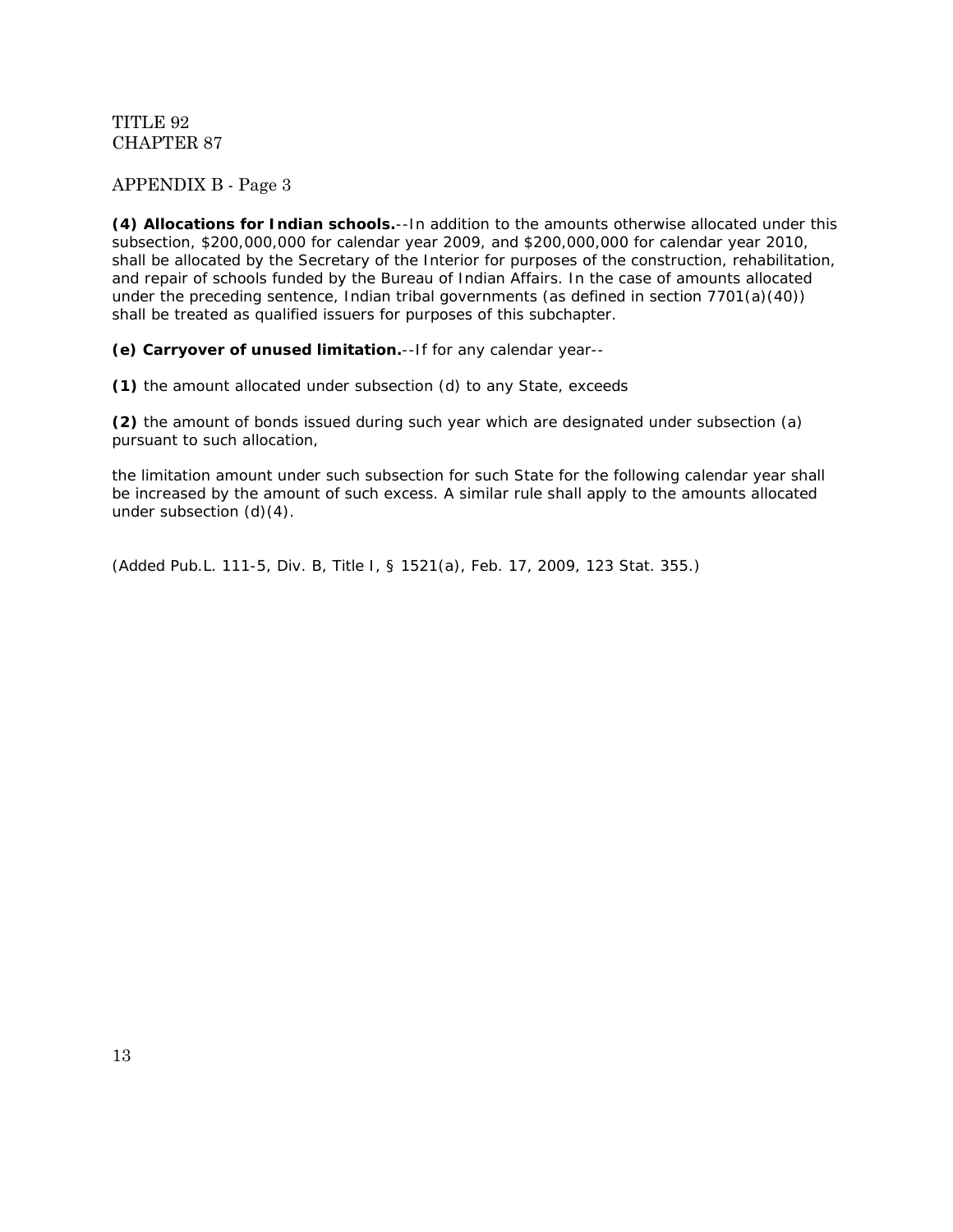TITLE 92
CHAPTER 87

APPENDIX B - Page 3

**(4) Allocations for Indian schools.**--In addition to the amounts otherwise allocated under this subsection, $200,000,000 for calendar year 2009, and $200,000,000 for calendar year 2010, shall be allocated by the Secretary of the Interior for purposes of the construction, rehabilitation, and repair of schools funded by the Bureau of Indian Affairs. In the case of amounts allocated under the preceding sentence, Indian tribal governments (as defined in section 7701(a)(40)) shall be treated as qualified issuers for purposes of this subchapter.

**(e) Carryover of unused limitation.**--If for any calendar year--

**(1)** the amount allocated under subsection (d) to any State, exceeds

**(2)** the amount of bonds issued during such year which are designated under subsection (a) pursuant to such allocation,

the limitation amount under such subsection for such State for the following calendar year shall be increased by the amount of such excess. A similar rule shall apply to the amounts allocated under subsection (d)(4).

(Added Pub.L. 111-5, Div. B, Title I, § 1521(a), Feb. 17, 2009, 123 Stat. 355.)